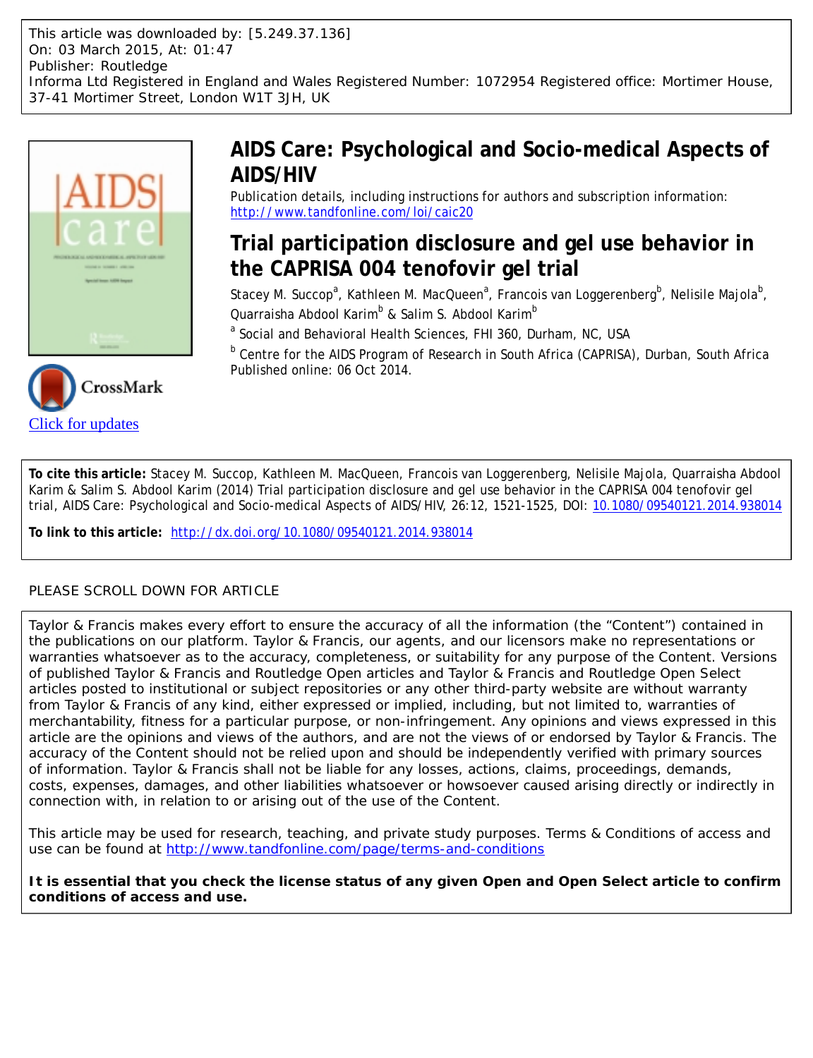This article was downloaded by: [5.249.37.136]
On: 03 March 2015, At: 01:47
Publisher: Routledge
Informa Ltd Registered in England and Wales Registered Number: 1072954 Registered office: Mortimer House, 37-41 Mortimer Street, London W1T 3JH, UK

# AIDS Care: Psychological and Socio-medical Aspects of AIDS/HIV

Publication details, including instructions for authors and subscription information:
http://www.tandfonline.com/loi/caic20

## Trial participation disclosure and gel use behavior in the CAPRISA 004 tenofovir gel trial

Stacey M. Succop[a], Kathleen M. MacQueen[a], Francois van Loggerenberg[b], Nelisile Majola[b], Quarraisha Abdool Karim[b] & Salim S. Abdool Karim[b]

[a] Social and Behavioral Health Sciences, FHI 360, Durham, NC, USA

[b] Centre for the AIDS Program of Research in South Africa (CAPRISA), Durban, South Africa

Published online: 06 Oct 2014.

Click for updates

**To cite this article:** Stacey M. Succop, Kathleen M. MacQueen, Francois van Loggerenberg, Nelisile Majola, Quarraisha Abdool Karim & Salim S. Abdool Karim (2014) Trial participation disclosure and gel use behavior in the CAPRISA 004 tenofovir gel trial, AIDS Care: Psychological and Socio-medical Aspects of AIDS/HIV, 26:12, 1521-1525, DOI: 10.1080/09540121.2014.938014

**To link to this article:** http://dx.doi.org/10.1080/09540121.2014.938014

PLEASE SCROLL DOWN FOR ARTICLE

Taylor & Francis makes every effort to ensure the accuracy of all the information (the "Content") contained in the publications on our platform. Taylor & Francis, our agents, and our licensors make no representations or warranties whatsoever as to the accuracy, completeness, or suitability for any purpose of the Content. Versions of published Taylor & Francis and Routledge Open articles and Taylor & Francis and Routledge Open Select articles posted to institutional or subject repositories or any other third-party website are without warranty from Taylor & Francis of any kind, either expressed or implied, including, but not limited to, warranties of merchantability, fitness for a particular purpose, or non-infringement. Any opinions and views expressed in this article are the opinions and views of the authors, and are not the views of or endorsed by Taylor & Francis. The accuracy of the Content should not be relied upon and should be independently verified with primary sources of information. Taylor & Francis shall not be liable for any losses, actions, claims, proceedings, demands, costs, expenses, damages, and other liabilities whatsoever or howsoever caused arising directly or indirectly in connection with, in relation to or arising out of the use of the Content.

This article may be used for research, teaching, and private study purposes. Terms & Conditions of access and use can be found at http://www.tandfonline.com/page/terms-and-conditions

**It is essential that you check the license status of any given Open and Open Select article to confirm conditions of access and use.**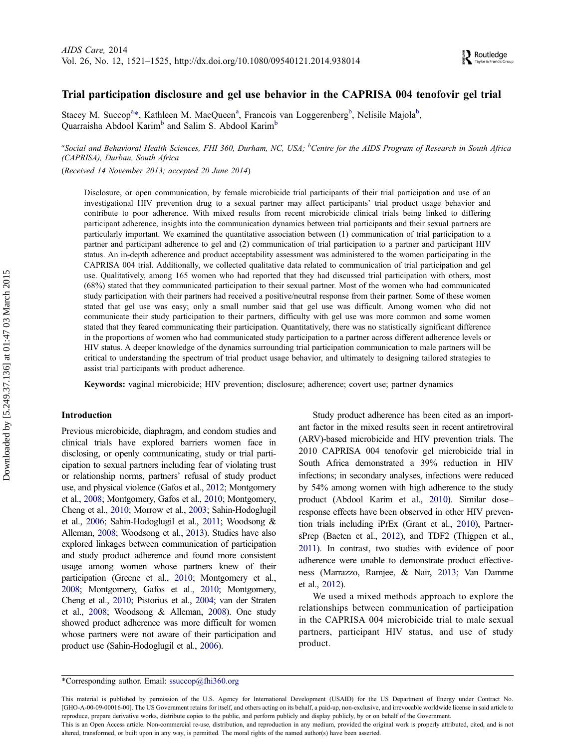# Trial participation disclosure and gel use behavior in the CAPRISA 004 tenofovir gel trial

Stacey M. Succop[a]*, Kathleen M. MacQueen[a], Francois van Loggerenberg[b], Nelisile Majola[b], Quarraisha Abdool Karim[b] and Salim S. Abdool Karim[b]

[a]*Social and Behavioral Health Sciences, FHI 360, Durham, NC, USA;* [b]*Centre for the AIDS Program of Research in South Africa (CAPRISA), Durban, South Africa*

(*Received 14 November 2013; accepted 20 June 2014*)

Disclosure, or open communication, by female microbicide trial participants of their trial participation and use of an investigational HIV prevention drug to a sexual partner may affect participants' trial product usage behavior and contribute to poor adherence. With mixed results from recent microbicide clinical trials being linked to differing participant adherence, insights into the communication dynamics between trial participants and their sexual partners are particularly important. We examined the quantitative association between (1) communication of trial participation to a partner and participant adherence to gel and (2) communication of trial participation to a partner and participant HIV status. An in-depth adherence and product acceptability assessment was administered to the women participating in the CAPRISA 004 trial. Additionally, we collected qualitative data related to communication of trial participation and gel use. Qualitatively, among 165 women who had reported that they had discussed trial participation with others, most (68%) stated that they communicated participation to their sexual partner. Most of the women who had communicated study participation with their partners had received a positive/neutral response from their partner. Some of these women stated that gel use was easy; only a small number said that gel use was difficult. Among women who did not communicate their study participation to their partners, difficulty with gel use was more common and some women stated that they feared communicating their participation. Quantitatively, there was no statistically significant difference in the proportions of women who had communicated study participation to a partner across different adherence levels or HIV status. A deeper knowledge of the dynamics surrounding trial participation communication to male partners will be critical to understanding the spectrum of trial product usage behavior, and ultimately to designing tailored strategies to assist trial participants with product adherence.

**Keywords:** vaginal microbicide; HIV prevention; disclosure; adherence; covert use; partner dynamics

## Introduction

Previous microbicide, diaphragm, and condom studies and clinical trials have explored barriers women face in disclosing, or openly communicating, study or trial participation to sexual partners including fear of violating trust or relationship norms, partners' refusal of study product use, and physical violence (Gafos et al., 2012; Montgomery et al., 2008; Montgomery, Gafos et al., 2010; Montgomery, Cheng et al., 2010; Morrow et al., 2003; Sahin-Hodoglugil et al., 2006; Sahin-Hodoglugil et al., 2011; Woodsong & Alleman, 2008; Woodsong et al., 2013). Studies have also explored linkages between communication of participation and study product adherence and found more consistent usage among women whose partners knew of their participation (Greene et al., 2010; Montgomery et al., 2008; Montgomery, Gafos et al., 2010; Montgomery, Cheng et al., 2010; Pistorius et al., 2004; van der Straten et al., 2008; Woodsong & Alleman, 2008). One study showed product adherence was more difficult for women whose partners were not aware of their participation and product use (Sahin-Hodoglugil et al., 2006).

Study product adherence has been cited as an important factor in the mixed results seen in recent antiretroviral (ARV)-based microbicide and HIV prevention trials. The 2010 CAPRISA 004 tenofovir gel microbicide trial in South Africa demonstrated a 39% reduction in HIV infections; in secondary analyses, infections were reduced by 54% among women with high adherence to the study product (Abdool Karim et al., 2010). Similar dose–response effects have been observed in other HIV prevention trials including iPrEx (Grant et al., 2010), PartnersPrep (Baeten et al., 2012), and TDF2 (Thigpen et al., 2011). In contrast, two studies with evidence of poor adherence were unable to demonstrate product effectiveness (Marrazzo, Ramjee, & Nair, 2013; Van Damme et al., 2012).

We used a mixed methods approach to explore the relationships between communication of participation in the CAPRISA 004 microbicide trial to male sexual partners, participant HIV status, and use of study product.

*Corresponding author. Email: ssuccop@fhi360.org

This material is published by permission of the U.S. Agency for International Development (USAID) for the US Department of Energy under Contract No. [GHO-A-00-09-00016-00]. The US Government retains for itself, and others acting on its behalf, a paid-up, non-exclusive, and irrevocable worldwide license in said article to reproduce, prepare derivative works, distribute copies to the public, and perform publicly and display publicly, by or on behalf of the Government.

This is an Open Access article. Non-commercial re-use, distribution, and reproduction in any medium, provided the original work is properly attributed, cited, and is not altered, transformed, or built upon in any way, is permitted. The moral rights of the named author(s) have been asserted.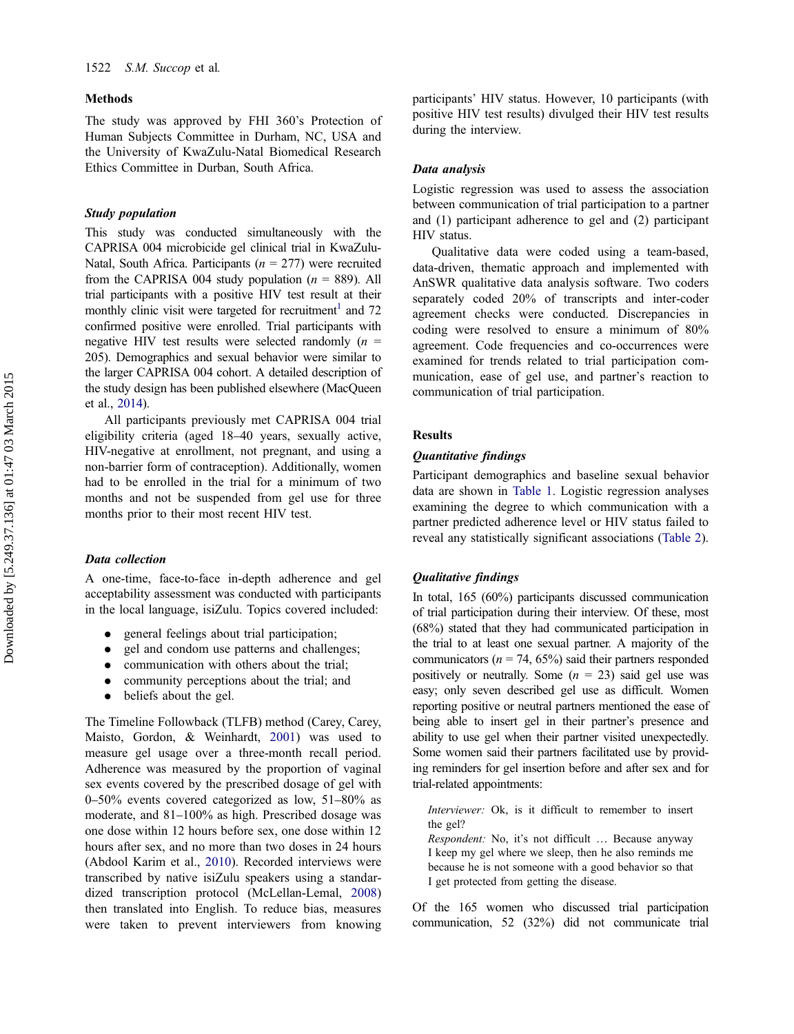## Methods

The study was approved by FHI 360's Protection of Human Subjects Committee in Durham, NC, USA and the University of KwaZulu-Natal Biomedical Research Ethics Committee in Durban, South Africa.

### Study population

This study was conducted simultaneously with the CAPRISA 004 microbicide gel clinical trial in KwaZulu-Natal, South Africa. Participants ($n$ = 277) were recruited from the CAPRISA 004 study population ($n$ = 889). All trial participants with a positive HIV test result at their monthly clinic visit were targeted for recruitment[1] and 72 confirmed positive were enrolled. Trial participants with negative HIV test results were selected randomly ($n$ = 205). Demographics and sexual behavior were similar to the larger CAPRISA 004 cohort. A detailed description of the study design has been published elsewhere (MacQueen et al., 2014).

All participants previously met CAPRISA 004 trial eligibility criteria (aged 18–40 years, sexually active, HIV-negative at enrollment, not pregnant, and using a non-barrier form of contraception). Additionally, women had to be enrolled in the trial for a minimum of two months and not be suspended from gel use for three months prior to their most recent HIV test.

### Data collection

A one-time, face-to-face in-depth adherence and gel acceptability assessment was conducted with participants in the local language, isiZulu. Topics covered included:

- general feelings about trial participation;
- gel and condom use patterns and challenges;
- communication with others about the trial;
- community perceptions about the trial; and
- beliefs about the gel.

The Timeline Followback (TLFB) method (Carey, Carey, Maisto, Gordon, & Weinhardt, 2001) was used to measure gel usage over a three-month recall period. Adherence was measured by the proportion of vaginal sex events covered by the prescribed dosage of gel with 0–50% events covered categorized as low, 51–80% as moderate, and 81–100% as high. Prescribed dosage was one dose within 12 hours before sex, one dose within 12 hours after sex, and no more than two doses in 24 hours (Abdool Karim et al., 2010). Recorded interviews were transcribed by native isiZulu speakers using a standardized transcription protocol (McLellan-Lemal, 2008) then translated into English. To reduce bias, measures were taken to prevent interviewers from knowing participants' HIV status. However, 10 participants (with positive HIV test results) divulged their HIV test results during the interview.

### Data analysis

Logistic regression was used to assess the association between communication of trial participation to a partner and (1) participant adherence to gel and (2) participant HIV status.

Qualitative data were coded using a team-based, data-driven, thematic approach and implemented with AnSWR qualitative data analysis software. Two coders separately coded 20% of transcripts and inter-coder agreement checks were conducted. Discrepancies in coding were resolved to ensure a minimum of 80% agreement. Code frequencies and co-occurrences were examined for trends related to trial participation communication, ease of gel use, and partner's reaction to communication of trial participation.

## Results

### Quantitative findings

Participant demographics and baseline sexual behavior data are shown in Table 1. Logistic regression analyses examining the degree to which communication with a partner predicted adherence level or HIV status failed to reveal any statistically significant associations (Table 2).

### Qualitative findings

In total, 165 (60%) participants discussed communication of trial participation during their interview. Of these, most (68%) stated that they had communicated participation in the trial to at least one sexual partner. A majority of the communicators ($n$ = 74, 65%) said their partners responded positively or neutrally. Some ($n$ = 23) said gel use was easy; only seven described gel use as difficult. Women reporting positive or neutral partners mentioned the ease of being able to insert gel in their partner's presence and ability to use gel when their partner visited unexpectedly. Some women said their partners facilitated use by providing reminders for gel insertion before and after sex and for trial-related appointments:

> *Interviewer:* Ok, is it difficult to remember to insert the gel?
> *Respondent:* No, it's not difficult … Because anyway I keep my gel where we sleep, then he also reminds me because he is not someone with a good behavior so that I get protected from getting the disease.

Of the 165 women who discussed trial participation communication, 52 (32%) did not communicate trial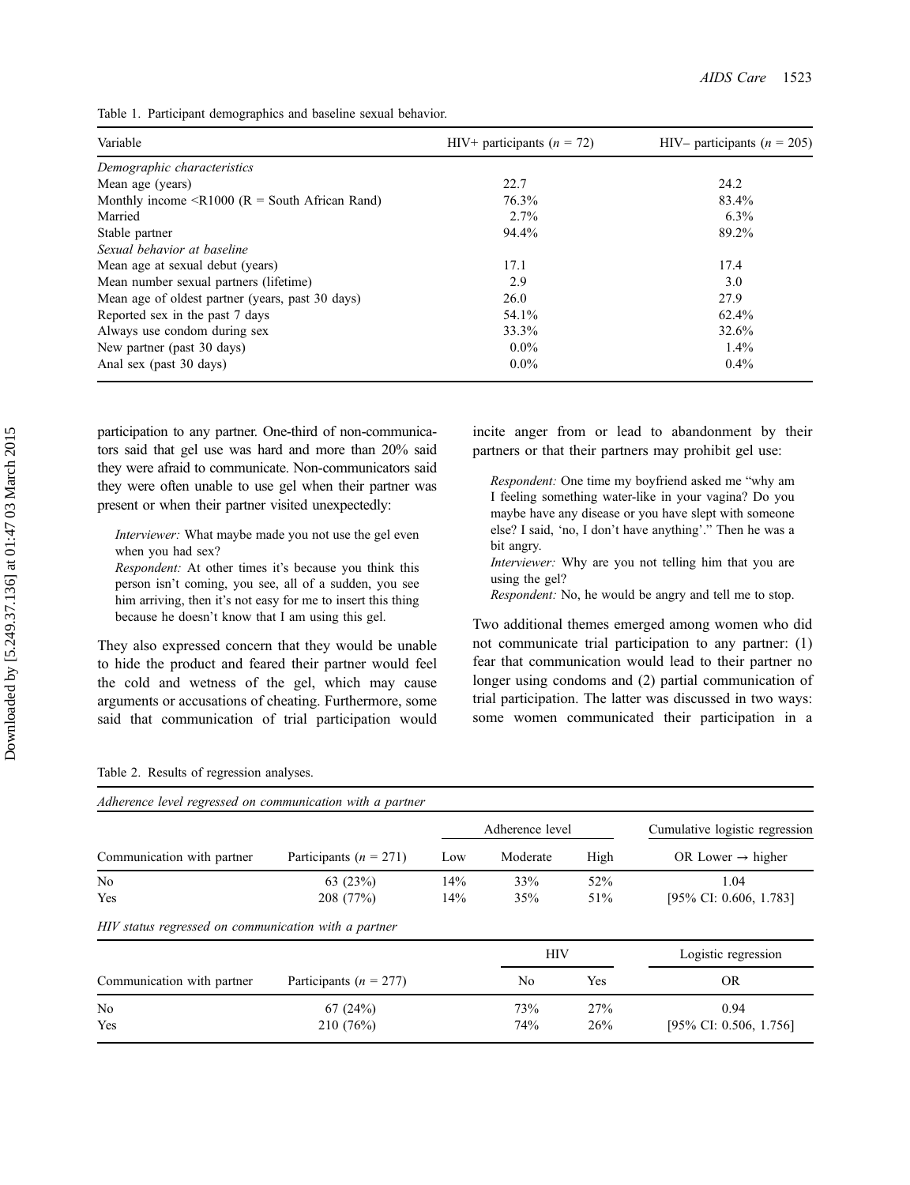Table 1. Participant demographics and baseline sexual behavior.

| Variable | HIV+ participants ($n$ = 72) | HIV– participants ($n$ = 205) |
|---|---|---|
| *Demographic characteristics* | | |
| Mean age (years) | 22.7 | 24.2 |
| Monthly income <R1000 (R = South African Rand) | 76.3% | 83.4% |
| Married | 2.7% | 6.3% |
| Stable partner | 94.4% | 89.2% |
| *Sexual behavior at baseline* | | |
| Mean age at sexual debut (years) | 17.1 | 17.4 |
| Mean number sexual partners (lifetime) | 2.9 | 3.0 |
| Mean age of oldest partner (years, past 30 days) | 26.0 | 27.9 |
| Reported sex in the past 7 days | 54.1% | 62.4% |
| Always use condom during sex | 33.3% | 32.6% |
| New partner (past 30 days) | 0.0% | 1.4% |
| Anal sex (past 30 days) | 0.0% | 0.4% |

participation to any partner. One-third of non-communicators said that gel use was hard and more than 20% said they were afraid to communicate. Non-communicators said they were often unable to use gel when their partner was present or when their partner visited unexpectedly:

> *Interviewer:* What maybe made you not use the gel even when you had sex?
> *Respondent:* At other times it's because you think this person isn't coming, you see, all of a sudden, you see him arriving, then it's not easy for me to insert this thing because he doesn't know that I am using this gel.

They also expressed concern that they would be unable to hide the product and feared their partner would feel the cold and wetness of the gel, which may cause arguments or accusations of cheating. Furthermore, some said that communication of trial participation would incite anger from or lead to abandonment by their partners or that their partners may prohibit gel use:

> *Respondent:* One time my boyfriend asked me "why am I feeling something water-like in your vagina? Do you maybe have any disease or you have slept with someone else? I said, 'no, I don't have anything'." Then he was a bit angry.
> *Interviewer:* Why are you not telling him that you are using the gel?
> *Respondent:* No, he would be angry and tell me to stop.

Two additional themes emerged among women who did not communicate trial participation to any partner: (1) fear that communication would lead to their partner no longer using condoms and (2) partial communication of trial participation. The latter was discussed in two ways: some women communicated their participation in a

Table 2. Results of regression analyses.

*Adherence level regressed on communication with a partner*

| | | Adherence level | | | Cumulative logistic regression |
|---|---|---|---|---|---|
| Communication with partner | Participants ($n$ = 271) | Low | Moderate | High | OR Lower → higher |
| No | 63 (23%) | 14% | 33% | 52% | 1.04 |
| Yes | 208 (77%) | 14% | 35% | 51% | [95% CI: 0.606, 1.783] |

*HIV status regressed on communication with a partner*

| | | HIV | | Logistic regression |
|---|---|---|---|---|
| Communication with partner | Participants ($n$ = 277) | No | Yes | OR |
| No | 67 (24%) | 73% | 27% | 0.94 |
| Yes | 210 (76%) | 74% | 26% | [95% CI: 0.506, 1.756] |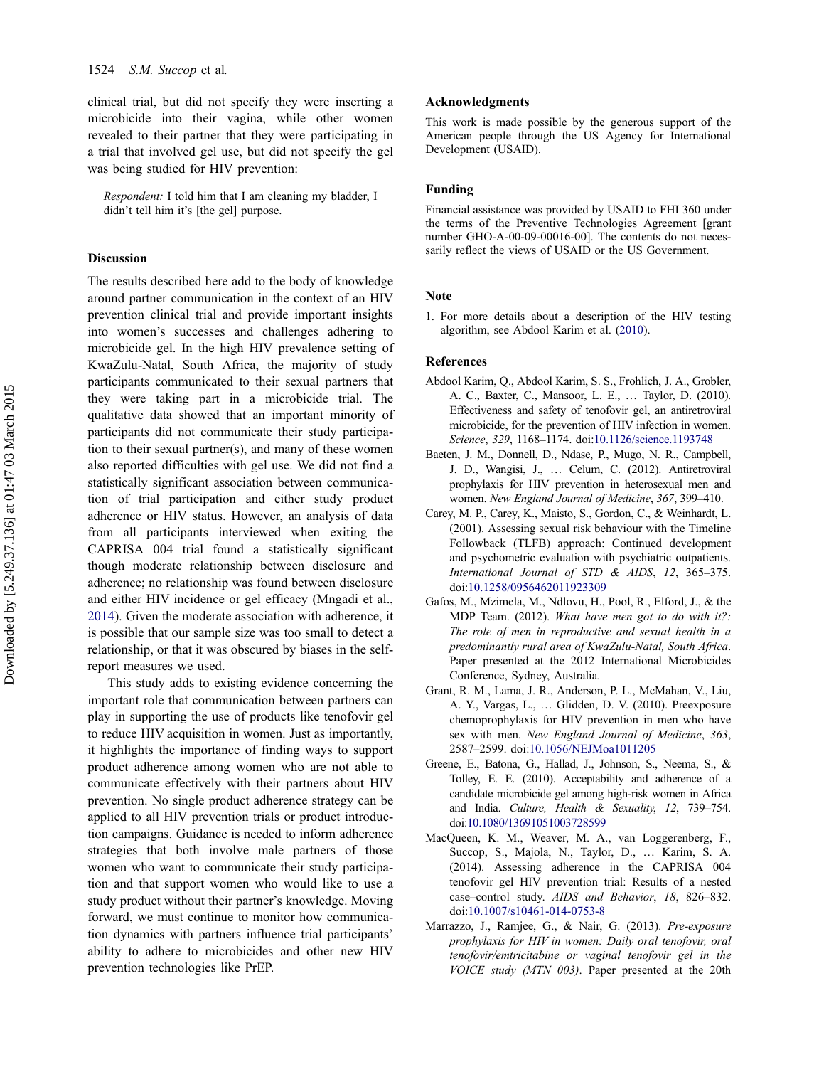clinical trial, but did not specify they were inserting a microbicide into their vagina, while other women revealed to their partner that they were participating in a trial that involved gel use, but did not specify the gel was being studied for HIV prevention:

> *Respondent:* I told him that I am cleaning my bladder, I didn't tell him it's [the gel] purpose.

## Discussion

The results described here add to the body of knowledge around partner communication in the context of an HIV prevention clinical trial and provide important insights into women's successes and challenges adhering to microbicide gel. In the high HIV prevalence setting of KwaZulu-Natal, South Africa, the majority of study participants communicated to their sexual partners that they were taking part in a microbicide trial. The qualitative data showed that an important minority of participants did not communicate their study participation to their sexual partner(s), and many of these women also reported difficulties with gel use. We did not find a statistically significant association between communication of trial participation and either study product adherence or HIV status. However, an analysis of data from all participants interviewed when exiting the CAPRISA 004 trial found a statistically significant though moderate relationship between disclosure and adherence; no relationship was found between disclosure and either HIV incidence or gel efficacy (Mngadi et al., 2014). Given the moderate association with adherence, it is possible that our sample size was too small to detect a relationship, or that it was obscured by biases in the self-report measures we used.

This study adds to existing evidence concerning the important role that communication between partners can play in supporting the use of products like tenofovir gel to reduce HIV acquisition in women. Just as importantly, it highlights the importance of finding ways to support product adherence among women who are not able to communicate effectively with their partners about HIV prevention. No single product adherence strategy can be applied to all HIV prevention trials or product introduction campaigns. Guidance is needed to inform adherence strategies that both involve male partners of those women who want to communicate their study participation and that support women who would like to use a study product without their partner's knowledge. Moving forward, we must continue to monitor how communication dynamics with partners influence trial participants' ability to adhere to microbicides and other new HIV prevention technologies like PrEP.

## Acknowledgments

This work is made possible by the generous support of the American people through the US Agency for International Development (USAID).

## Funding

Financial assistance was provided by USAID to FHI 360 under the terms of the Preventive Technologies Agreement [grant number GHO-A-00-09-00016-00]. The contents do not necessarily reflect the views of USAID or the US Government.

## Note

1. For more details about a description of the HIV testing algorithm, see Abdool Karim et al. (2010).

## References

Abdool Karim, Q., Abdool Karim, S. S., Frohlich, J. A., Grobler, A. C., Baxter, C., Mansoor, L. E., … Taylor, D. (2010). Effectiveness and safety of tenofovir gel, an antiretroviral microbicide, for the prevention of HIV infection in women. *Science*, *329*, 1168–1174. doi:10.1126/science.1193748

Baeten, J. M., Donnell, D., Ndase, P., Mugo, N. R., Campbell, J. D., Wangisi, J., … Celum, C. (2012). Antiretroviral prophylaxis for HIV prevention in heterosexual men and women. *New England Journal of Medicine*, *367*, 399–410.

Carey, M. P., Carey, K., Maisto, S., Gordon, C., & Weinhardt, L. (2001). Assessing sexual risk behaviour with the Timeline Followback (TLFB) approach: Continued development and psychometric evaluation with psychiatric outpatients. *International Journal of STD & AIDS*, *12*, 365–375. doi:10.1258/0956462011923309

Gafos, M., Mzimela, M., Ndlovu, H., Pool, R., Elford, J., & the MDP Team. (2012). *What have men got to do with it?: The role of men in reproductive and sexual health in a predominantly rural area of KwaZulu-Natal, South Africa*. Paper presented at the 2012 International Microbicides Conference, Sydney, Australia.

Grant, R. M., Lama, J. R., Anderson, P. L., McMahan, V., Liu, A. Y., Vargas, L., … Glidden, D. V. (2010). Preexposure chemoprophylaxis for HIV prevention in men who have sex with men. *New England Journal of Medicine*, *363*, 2587–2599. doi:10.1056/NEJMoa1011205

Greene, E., Batona, G., Hallad, J., Johnson, S., Neema, S., & Tolley, E. E. (2010). Acceptability and adherence of a candidate microbicide gel among high-risk women in Africa and India. *Culture, Health & Sexuality*, *12*, 739–754. doi:10.1080/13691051003728599

MacQueen, K. M., Weaver, M. A., van Loggerenberg, F., Succop, S., Majola, N., Taylor, D., … Karim, S. A. (2014). Assessing adherence in the CAPRISA 004 tenofovir gel HIV prevention trial: Results of a nested case–control study. *AIDS and Behavior*, *18*, 826–832. doi:10.1007/s10461-014-0753-8

Marrazzo, J., Ramjee, G., & Nair, G. (2013). *Pre-exposure prophylaxis for HIV in women: Daily oral tenofovir, oral tenofovir/emtricitabine or vaginal tenofovir gel in the VOICE study (MTN 003)*. Paper presented at the 20th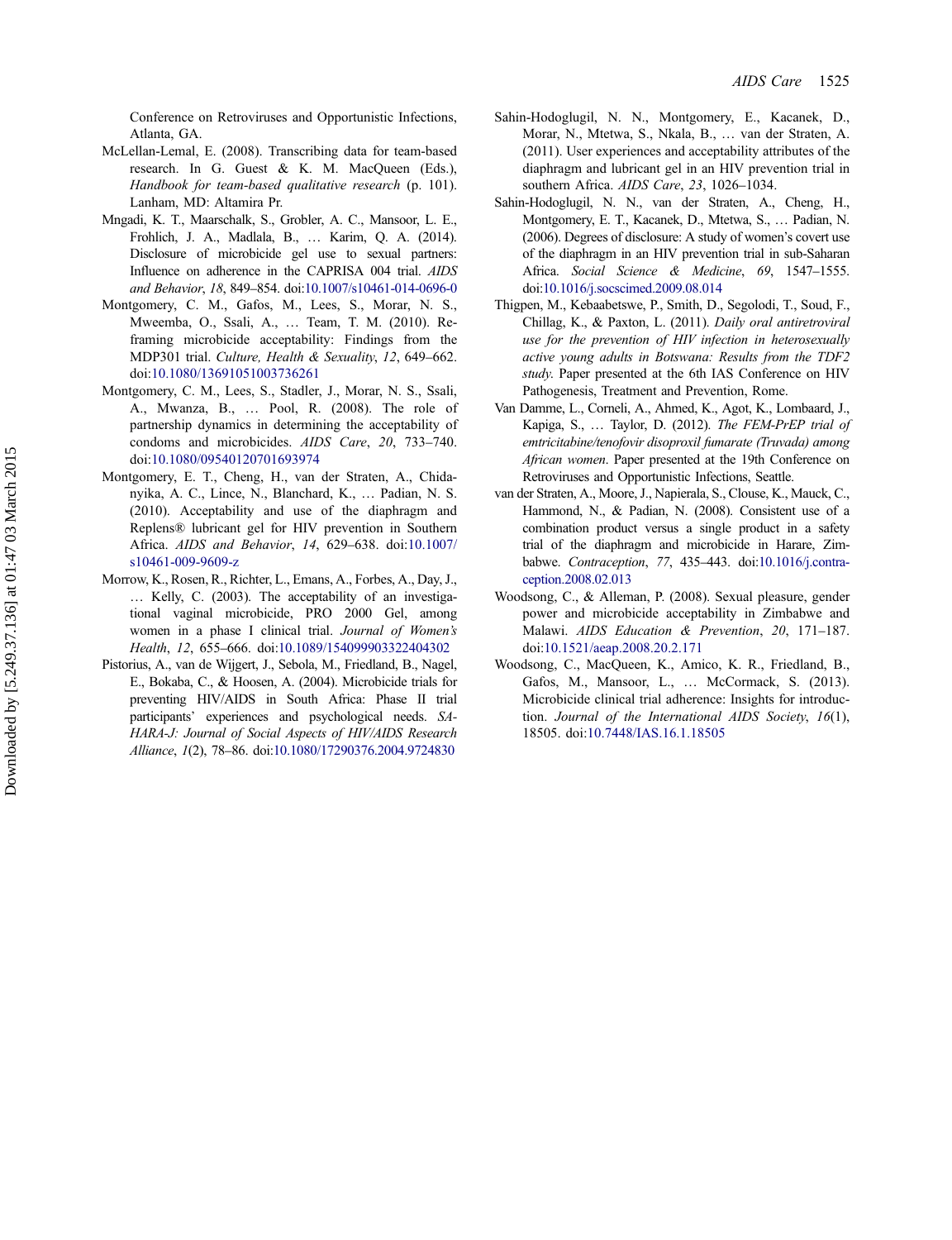Conference on Retroviruses and Opportunistic Infections, Atlanta, GA.

McLellan-Lemal, E. (2008). Transcribing data for team-based research. In G. Guest & K. M. MacQueen (Eds.), *Handbook for team-based qualitative research* (p. 101). Lanham, MD: Altamira Pr.

Mngadi, K. T., Maarschalk, S., Grobler, A. C., Mansoor, L. E., Frohlich, J. A., Madlala, B., … Karim, Q. A. (2014). Disclosure of microbicide gel use to sexual partners: Influence on adherence in the CAPRISA 004 trial. *AIDS and Behavior*, *18*, 849–854. doi:10.1007/s10461-014-0696-0

Montgomery, C. M., Gafos, M., Lees, S., Morar, N. S., Mweemba, O., Ssali, A., … Team, T. M. (2010). Re-framing microbicide acceptability: Findings from the MDP301 trial. *Culture, Health & Sexuality*, *12*, 649–662. doi:10.1080/13691051003736261

Montgomery, C. M., Lees, S., Stadler, J., Morar, N. S., Ssali, A., Mwanza, B., … Pool, R. (2008). The role of partnership dynamics in determining the acceptability of condoms and microbicides. *AIDS Care*, *20*, 733–740. doi:10.1080/09540120701693974

Montgomery, E. T., Cheng, H., van der Straten, A., Chidanyika, A. C., Lince, N., Blanchard, K., … Padian, N. S. (2010). Acceptability and use of the diaphragm and Replens® lubricant gel for HIV prevention in Southern Africa. *AIDS and Behavior*, *14*, 629–638. doi:10.1007/s10461-009-9609-z

Morrow, K., Rosen, R., Richter, L., Emans, A., Forbes, A., Day, J., … Kelly, C. (2003). The acceptability of an investigational vaginal microbicide, PRO 2000 Gel, among women in a phase I clinical trial. *Journal of Women's Health*, *12*, 655–666. doi:10.1089/154099903322404302

Pistorius, A., van de Wijgert, J., Sebola, M., Friedland, B., Nagel, E., Bokaba, C., & Hoosen, A. (2004). Microbicide trials for preventing HIV/AIDS in South Africa: Phase II trial participants' experiences and psychological needs. *SA-HARA-J: Journal of Social Aspects of HIV/AIDS Research Alliance*, *1*(2), 78–86. doi:10.1080/17290376.2004.9724830

Sahin-Hodoglugil, N. N., Montgomery, E., Kacanek, D., Morar, N., Mtetwa, S., Nkala, B., … van der Straten, A. (2011). User experiences and acceptability attributes of the diaphragm and lubricant gel in an HIV prevention trial in southern Africa. *AIDS Care*, *23*, 1026–1034.

Sahin-Hodoglugil, N. N., van der Straten, A., Cheng, H., Montgomery, E. T., Kacanek, D., Mtetwa, S., … Padian, N. (2006). Degrees of disclosure: A study of women's covert use of the diaphragm in an HIV prevention trial in sub-Saharan Africa. *Social Science & Medicine*, *69*, 1547–1555. doi:10.1016/j.socscimed.2009.08.014

Thigpen, M., Kebaabetswe, P., Smith, D., Segolodi, T., Soud, F., Chillag, K., & Paxton, L. (2011). *Daily oral antiretroviral use for the prevention of HIV infection in heterosexually active young adults in Botswana: Results from the TDF2 study.* Paper presented at the 6th IAS Conference on HIV Pathogenesis, Treatment and Prevention, Rome.

Van Damme, L., Corneli, A., Ahmed, K., Agot, K., Lombaard, J., Kapiga, S., … Taylor, D. (2012). *The FEM-PrEP trial of emtricitabine/tenofovir disoproxil fumarate (Truvada) among African women*. Paper presented at the 19th Conference on Retroviruses and Opportunistic Infections, Seattle.

van der Straten, A., Moore, J., Napierala, S., Clouse, K., Mauck, C., Hammond, N., & Padian, N. (2008). Consistent use of a combination product versus a single product in a safety trial of the diaphragm and microbicide in Harare, Zimbabwe. *Contraception*, *77*, 435–443. doi:10.1016/j.contraception.2008.02.013

Woodsong, C., & Alleman, P. (2008). Sexual pleasure, gender power and microbicide acceptability in Zimbabwe and Malawi. *AIDS Education & Prevention*, *20*, 171–187. doi:10.1521/aeap.2008.20.2.171

Woodsong, C., MacQueen, K., Amico, K. R., Friedland, B., Gafos, M., Mansoor, L., … McCormack, S. (2013). Microbicide clinical trial adherence: Insights for introduction. *Journal of the International AIDS Society*, *16*(1), 18505. doi:10.7448/IAS.16.1.18505